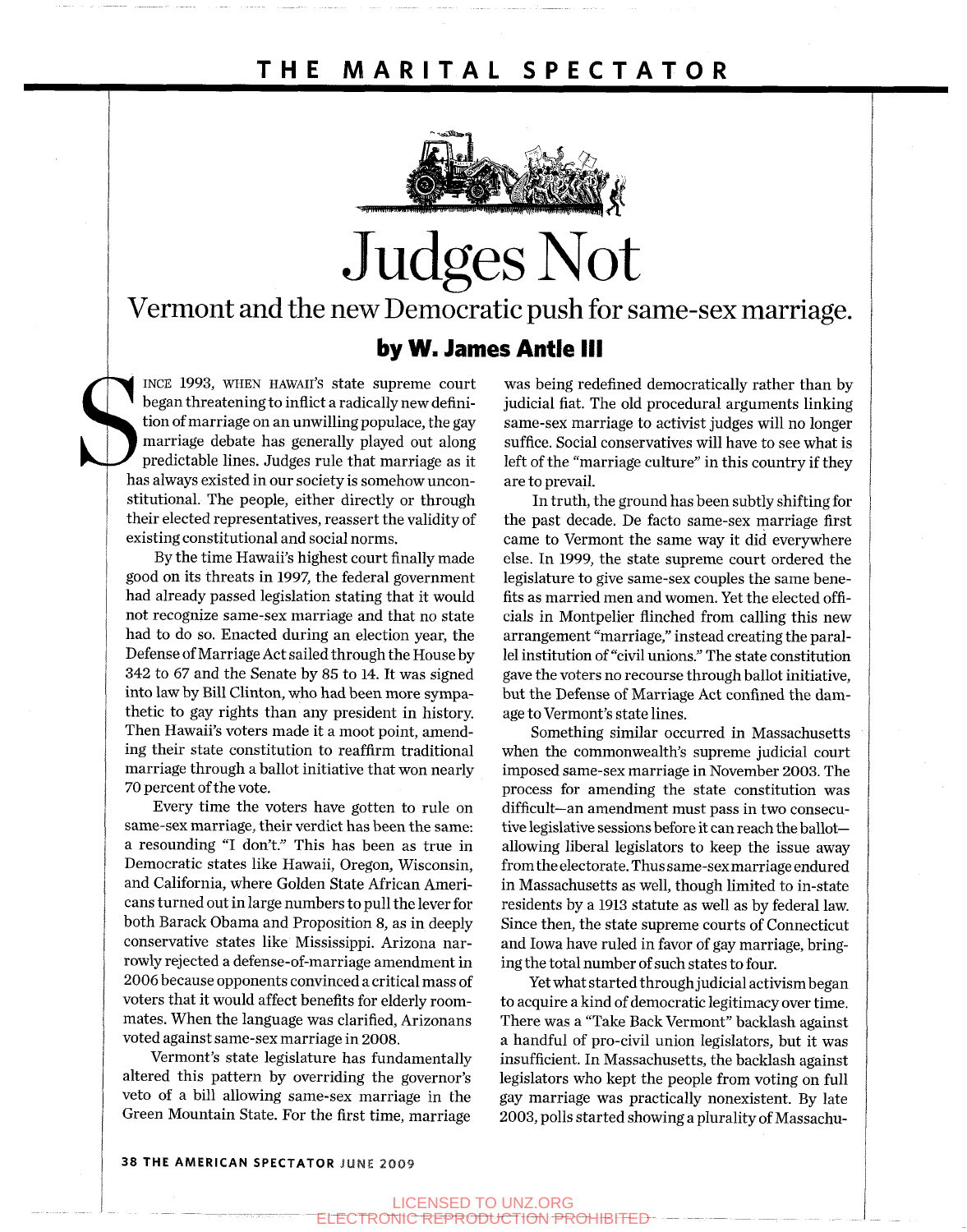# Judges Not

## Vermont and the new Democratic push for same-sex marriage.

**by W. James Antle III**

SINCE 1993, WHEN HAWAII'S state supreme court began threatening to inflict a radically new definition of marriage on an unwilling populace, the gay marriage debate has generally played out along predictable lines. Judges rule that marriage as it has always existed in our society is somehow unconstitutional. The people, either directly or through their elected representatives, reassert the validity of existing constitutional and social norms.

By the time Hawaii's highest court finally made good on its threats in 1997, the federal government had already passed legislation stating that it would not recognize same-sex marriage and that no state had to do so. Enacted during an election year, the Defense of Marriage Act sailed through the House by 342 to 67 and the Senate by 85 to 14. It was signed into law by Bill Clinton, who had been more sympathetic to gay rights than any president in history. Then Hawaii's voters made it a moot point, amending their state constitution to reaffirm traditional marriage through a ballot initiative that won nearly 70 percent of the vote.

Every time the voters have gotten to rule on same-sex marriage, their verdict has been the same: a resounding "I don't." This has been as true in Democratic states like Hawaii, Oregon, Wisconsin, and California, where Golden State African Americans turned out in large numbers to pull the lever for both Barack Obama and Proposition 8, as in deeply conservative states like Mississippi. Arizona narrowly rejected a defense-of-marriage amendment in 2006 because opponents convinced a critical mass of voters that it would affect benefits for elderly roommates. When the language was clarified, Arizonans voted against same-sex marriage in 2008.

Vermont's state legislature has fundamentally altered this pattern by overriding the governor's veto of a bill allowing same-sex marriage in the Green Mountain State. For the first time, marriage was being redefined democratically rather than by judicial fiat. The old procedural arguments linking same-sex marriage to activist judges will no longer suffice. Social conservatives will have to see what is left of the "marriage culture" in this country if they are to prevail.

In truth, the ground has been subtly shifting for the past decade. De facto same-sex marriage first came to Vermont the same way it did everywhere else. In 1999, the state supreme court ordered the legislature to give same-sex couples the same benefits as married men and women. Yet the elected officials in Montpelier flinched from calling this new arrangement "marriage," instead creating the parallel institution of "civil unions." The state constitution gave the voters no recourse through ballot initiative, but the Defense of Marriage Act confined the damage to Vermont's state lines.

Something similar occurred in Massachusetts when the commonwealth's supreme judicial court imposed same-sex marriage in November 2003. The process for amending the state constitution was difficult—an amendment must pass in two consecutive legislative sessions before it can reach the ballot—allowing liberal legislators to keep the issue away from the electorate. Thus same-sex marriage endured in Massachusetts as well, though limited to in-state residents by a 1913 statute as well as by federal law. Since then, the state supreme courts of Connecticut and Iowa have ruled in favor of gay marriage, bringing the total number of such states to four.

Yet what started through judicial activism began to acquire a kind of democratic legitimacy over time. There was a "Take Back Vermont" backlash against a handful of pro-civil union legislators, but it was insufficient. In Massachusetts, the backlash against legislators who kept the people from voting on full gay marriage was practically nonexistent. By late 2003, polls started showing a plurality of Massachu-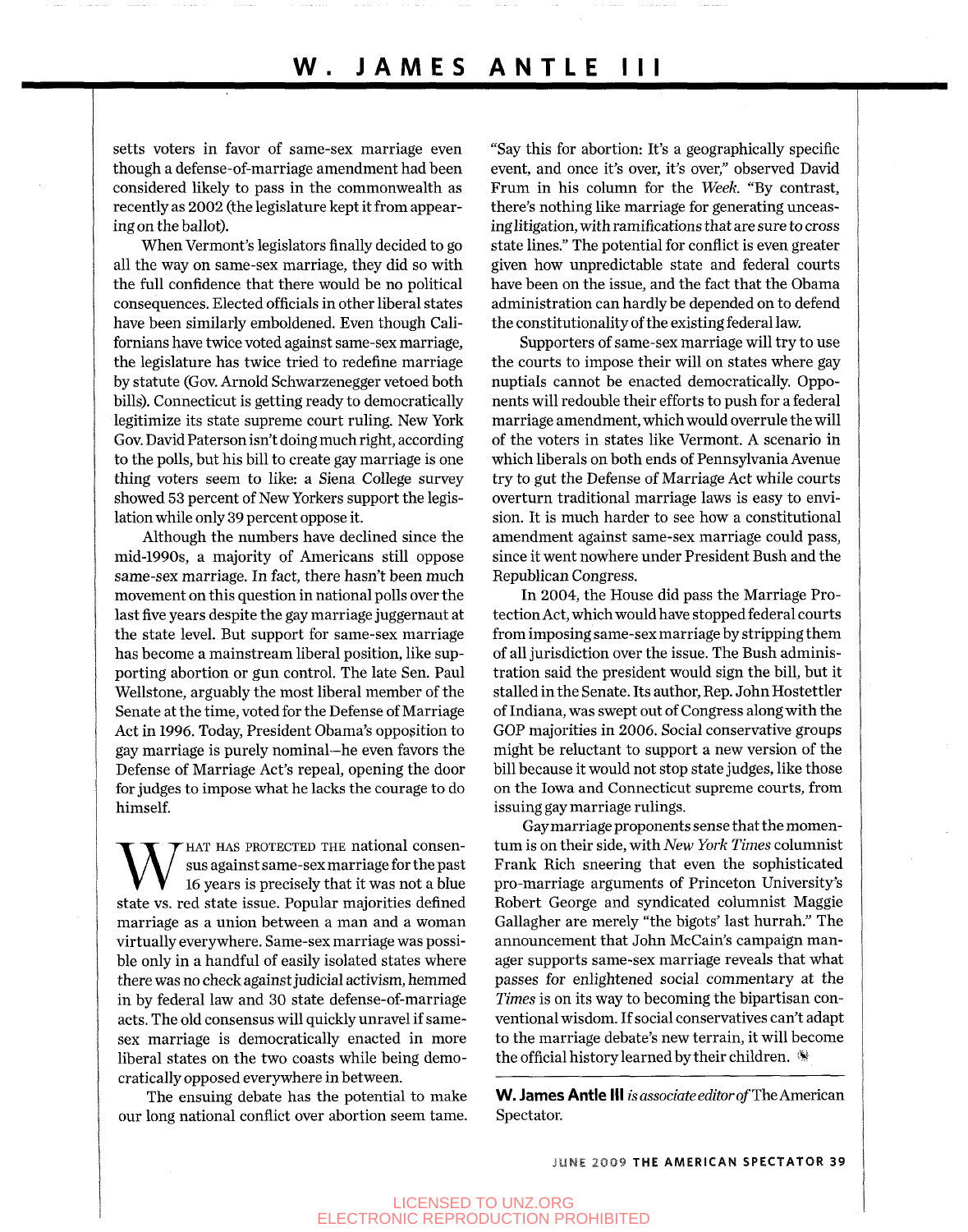setts voters in favor of same-sex marriage even though a defense-of-marriage amendment had been considered likely to pass in the commonwealth as recently as 2002 (the legislature kept it from appearing on the ballot).

When Vermont's legislators finally decided to go all the way on same-sex marriage, they did so with the full confidence that there would be no political consequences. Elected officials in other liberal states have been similarly emboldened. Even though Californians have twice voted against same-sex marriage, the legislature has twice tried to redefine marriage by statute (Gov. Arnold Schwarzenegger vetoed both bills). Connecticut is getting ready to democratically legitimize its state supreme court ruling. New York Gov. David Paterson isn't doing much right, according to the polls, but his bill to create gay marriage is one thing voters seem to like: a Siena College survey showed 53 percent of New Yorkers support the legislation while only 39 percent oppose it.

Although the numbers have declined since the mid-1990s, a majority of Americans still oppose same-sex marriage. In fact, there hasn't been much movement on this question in national polls over the last five years despite the gay marriage juggernaut at the state level. But support for same-sex marriage has become a mainstream liberal position, like supporting abortion or gun control. The late Sen. Paul Wellstone, arguably the most liberal member of the Senate at the time, voted for the Defense of Marriage Act in 1996. Today, President Obama's opposition to gay marriage is purely nominal—he even favors the Defense of Marriage Act's repeal, opening the door for judges to impose what he lacks the courage to do himself.

WHAT HAS PROTECTED THE national consensus against same-sex marriage for the past 16 years is precisely that it was not a blue state vs. red state issue. Popular majorities defined marriage as a union between a man and a woman virtually everywhere. Same-sex marriage was possible only in a handful of easily isolated states where there was no check against judicial activism, hemmed in by federal law and 30 state defense-of-marriage acts. The old consensus will quickly unravel if same-sex marriage is democratically enacted in more liberal states on the two coasts while being democratically opposed everywhere in between.

The ensuing debate has the potential to make our long national conflict over abortion seem tame. "Say this for abortion: It's a geographically specific event, and once it's over, it's over," observed David Frum in his column for the *Week*. "By contrast, there's nothing like marriage for generating unceasing litigation, with ramifications that are sure to cross state lines." The potential for conflict is even greater given how unpredictable state and federal courts have been on the issue, and the fact that the Obama administration can hardly be depended on to defend the constitutionality of the existing federal law.

Supporters of same-sex marriage will try to use the courts to impose their will on states where gay nuptials cannot be enacted democratically. Opponents will redouble their efforts to push for a federal marriage amendment, which would overrule the will of the voters in states like Vermont. A scenario in which liberals on both ends of Pennsylvania Avenue try to gut the Defense of Marriage Act while courts overturn traditional marriage laws is easy to envision. It is much harder to see how a constitutional amendment against same-sex marriage could pass, since it went nowhere under President Bush and the Republican Congress.

In 2004, the House did pass the Marriage Protection Act, which would have stopped federal courts from imposing same-sex marriage by stripping them of all jurisdiction over the issue. The Bush administration said the president would sign the bill, but it stalled in the Senate. Its author, Rep. John Hostettler of Indiana, was swept out of Congress along with the GOP majorities in 2006. Social conservative groups might be reluctant to support a new version of the bill because it would not stop state judges, like those on the Iowa and Connecticut supreme courts, from issuing gay marriage rulings.

Gay marriage proponents sense that the momentum is on their side, with *New York Times* columnist Frank Rich sneering that even the sophisticated pro-marriage arguments of Princeton University's Robert George and syndicated columnist Maggie Gallagher are merely "the bigots' last hurrah." The announcement that John McCain's campaign manager supports same-sex marriage reveals that what passes for enlightened social commentary at the *Times* is on its way to becoming the bipartisan conventional wisdom. If social conservatives can't adapt to the marriage debate's new terrain, it will become the official history learned by their children.

---

**W. James Antle III** *is associate editor of* The American Spectator.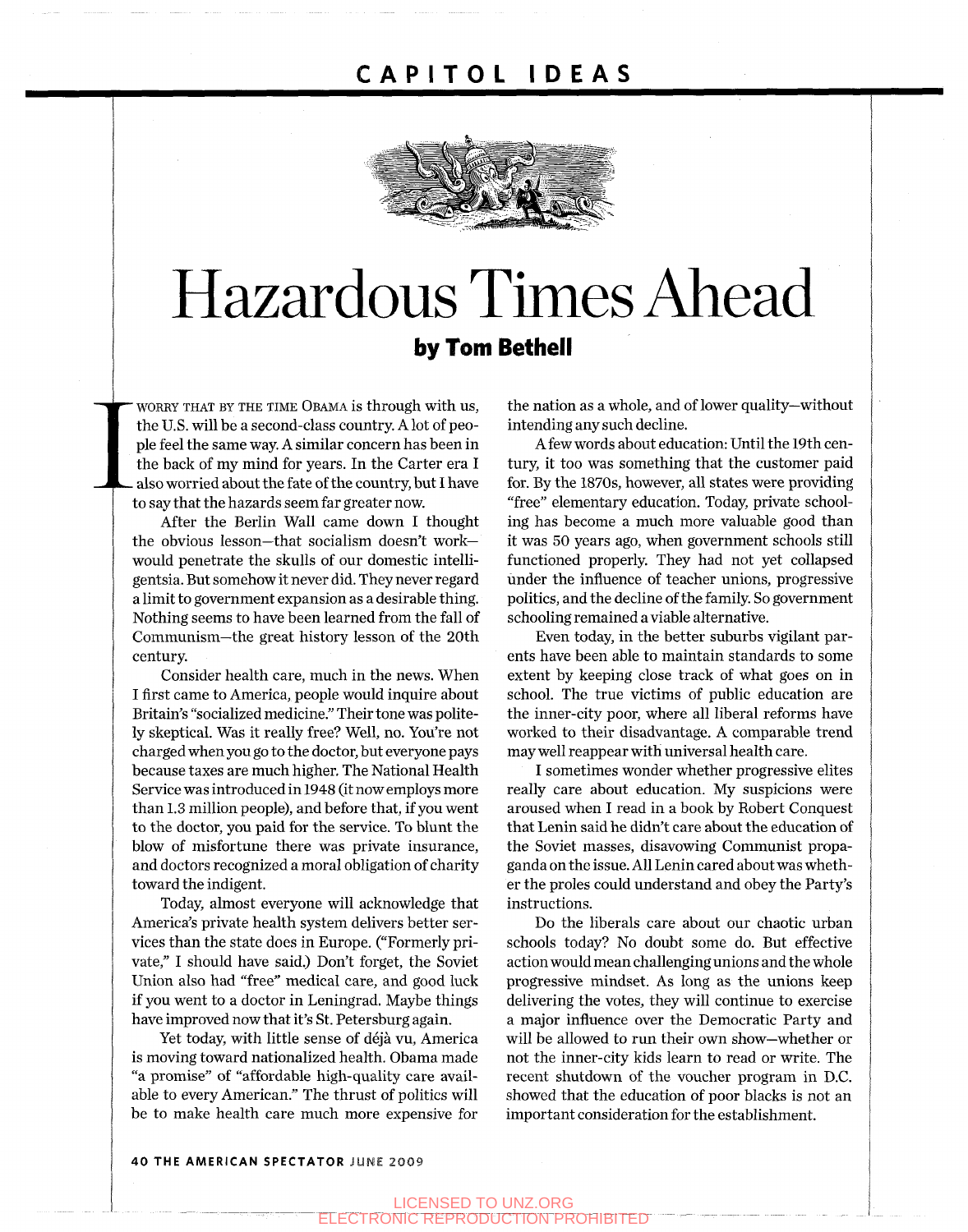# Hazardous Times Ahead

## by Tom Bethell

I WORRY THAT BY THE TIME OBAMA is through with us, the U.S. will be a second-class country. A lot of people feel the same way. A similar concern has been in the back of my mind for years. In the Carter era I also worried about the fate of the country, but I have to say that the hazards seem far greater now.

After the Berlin Wall came down I thought the obvious lesson—that socialism doesn't work—would penetrate the skulls of our domestic intelligentsia. But somehow it never did. They never regard a limit to government expansion as a desirable thing. Nothing seems to have been learned from the fall of Communism—the great history lesson of the 20th century.

Consider health care, much in the news. When I first came to America, people would inquire about Britain's "socialized medicine." Their tone was politely skeptical. Was it really free? Well, no. You're not charged when you go to the doctor, but everyone pays because taxes are much higher. The National Health Service was introduced in 1948 (it now employs more than 1.3 million people), and before that, if you went to the doctor, you paid for the service. To blunt the blow of misfortune there was private insurance, and doctors recognized a moral obligation of charity toward the indigent.

Today, almost everyone will acknowledge that America's private health system delivers better services than the state does in Europe. ("Formerly private," I should have said.) Don't forget, the Soviet Union also had "free" medical care, and good luck if you went to a doctor in Leningrad. Maybe things have improved now that it's St. Petersburg again.

Yet today, with little sense of déjà vu, America is moving toward nationalized health. Obama made "a promise" of "affordable high-quality care available to every American." The thrust of politics will be to make health care much more expensive for the nation as a whole, and of lower quality—without intending any such decline.

A few words about education: Until the 19th century, it too was something that the customer paid for. By the 1870s, however, all states were providing "free" elementary education. Today, private schooling has become a much more valuable good than it was 50 years ago, when government schools still functioned properly. They had not yet collapsed under the influence of teacher unions, progressive politics, and the decline of the family. So government schooling remained a viable alternative.

Even today, in the better suburbs vigilant parents have been able to maintain standards to some extent by keeping close track of what goes on in school. The true victims of public education are the inner-city poor, where all liberal reforms have worked to their disadvantage. A comparable trend may well reappear with universal health care.

I sometimes wonder whether progressive elites really care about education. My suspicions were aroused when I read in a book by Robert Conquest that Lenin said he didn't care about the education of the Soviet masses, disavowing Communist propaganda on the issue. All Lenin cared about was whether the proles could understand and obey the Party's instructions.

Do the liberals care about our chaotic urban schools today? No doubt some do. But effective action would mean challenging unions and the whole progressive mindset. As long as the unions keep delivering the votes, they will continue to exercise a major influence over the Democratic Party and will be allowed to run their own show—whether or not the inner-city kids learn to read or write. The recent shutdown of the voucher program in D.C. showed that the education of poor blacks is not an important consideration for the establishment.